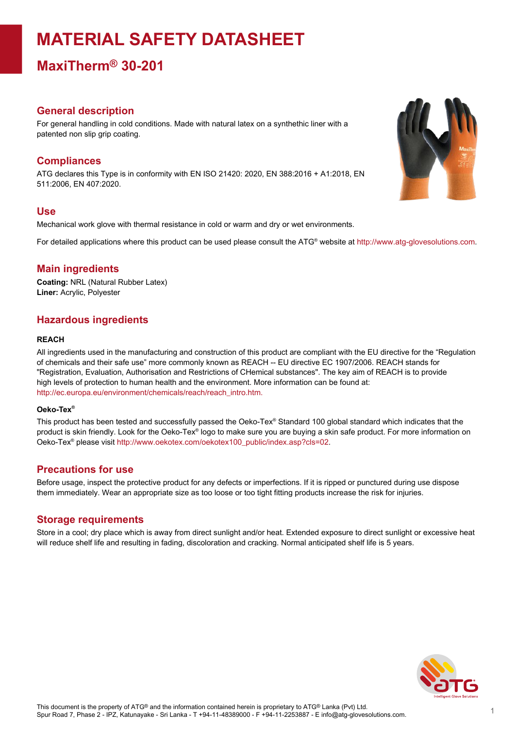# MATERIAL SAFETY DATASHEET

## MaxiTherm® 30-201

### General description

For general handling in cold conditions. Made with natural latex on a synthethic liner with a patented non slip grip coating.

### Compliances

ATG declares this Type is in conformity with EN ISO 21420: 2020, EN 388:2016 + A1:2018, EN 511:2006, EN 407:2020.

### Use

Mechanical work glove with thermal resistance in cold or warm and dry or wet environments.

For detailed applications where this product can be used please consult the ATG® website at http://www.atg-glovesolutions.com.

### Main ingredients

**Coating:** NRL (Natural Rubber Latex)
**Liner:** Acrylic, Polyester

### Hazardous ingredients

#### REACH

All ingredients used in the manufacturing and construction of this product are compliant with the EU directive for the "Regulation of chemicals and their safe use" more commonly known as REACH -- EU directive EC 1907/2006. REACH stands for "Registration, Evaluation, Authorisation and Restrictions of CHemical substances". The key aim of REACH is to provide high levels of protection to human health and the environment. More information can be found at: http://ec.europa.eu/environment/chemicals/reach/reach_intro.htm.

#### Oeko-Tex®

This product has been tested and successfully passed the Oeko-Tex® Standard 100 global standard which indicates that the product is skin friendly. Look for the Oeko-Tex® logo to make sure you are buying a skin safe product. For more information on Oeko-Tex® please visit http://www.oekotex.com/oekotex100_public/index.asp?cls=02.

### Precautions for use

Before usage, inspect the protective product for any defects or imperfections. If it is ripped or punctured during use dispose them immediately. Wear an appropriate size as too loose or too tight fitting products increase the risk for injuries.

### Storage requirements

Store in a cool; dry place which is away from direct sunlight and/or heat. Extended exposure to direct sunlight or excessive heat will reduce shelf life and resulting in fading, discoloration and cracking. Normal anticipated shelf life is 5 years.

This document is the property of ATG® and the information contained herein is proprietary to ATG® Lanka (Pvt) Ltd.
Spur Road 7, Phase 2 - IPZ, Katunayake - Sri Lanka - T +94-11-48389000 - F +94-11-2253887 - E info@atg-glovesolutions.com.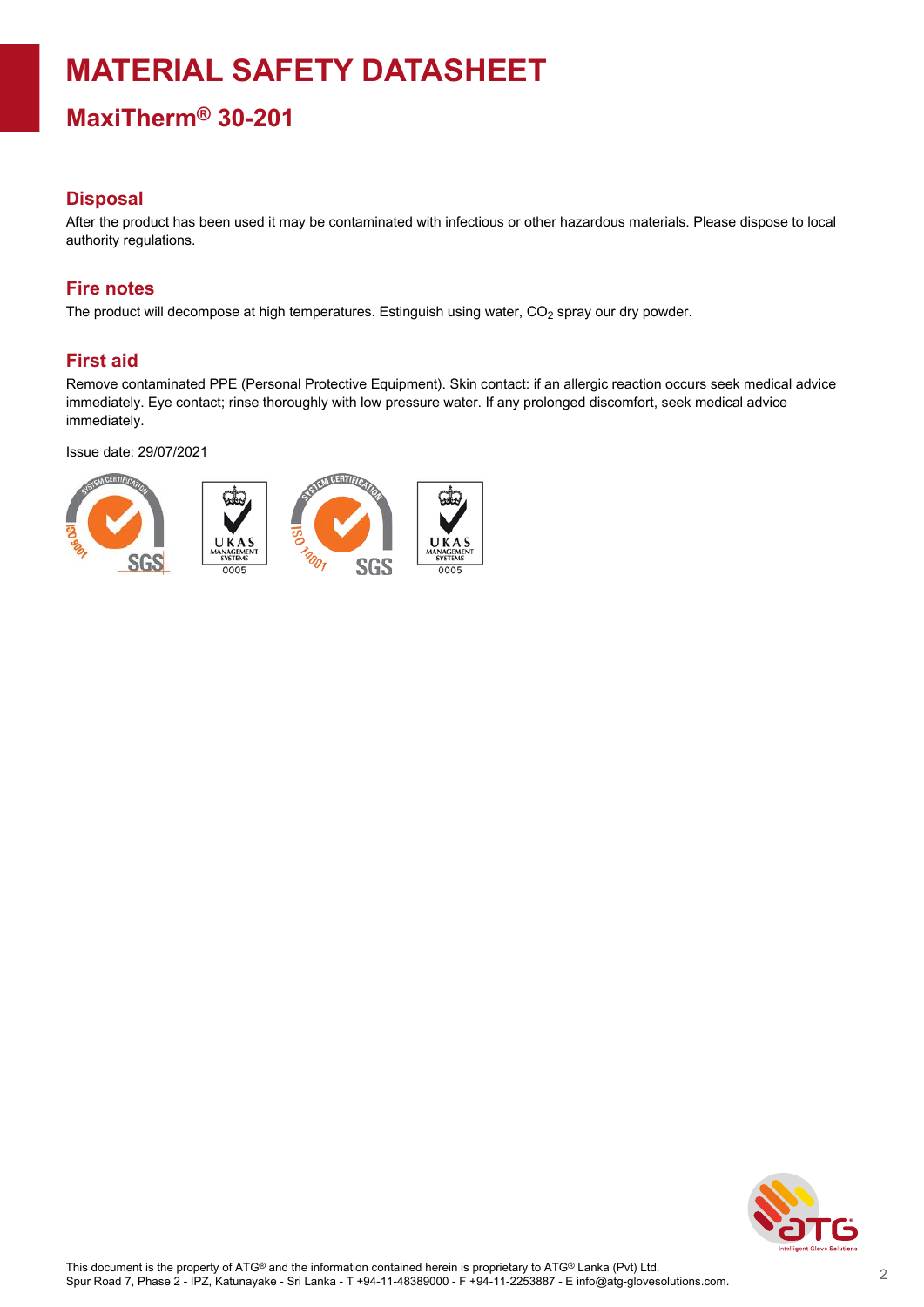# MATERIAL SAFETY DATASHEET

## MaxiTherm® 30-201

### Disposal

After the product has been used it may be contaminated with infectious or other hazardous materials. Please dispose to local authority regulations.

### Fire notes

The product will decompose at high temperatures. Estinguish using water, $CO_2$ spray our dry powder.

### First aid

Remove contaminated PPE (Personal Protective Equipment). Skin contact: if an allergic reaction occurs seek medical advice immediately. Eye contact; rinse thoroughly with low pressure water. If any prolonged discomfort, seek medical advice immediately.

Issue date: 29/07/2021

This document is the property of ATG® and the information contained herein is proprietary to ATG® Lanka (Pvt) Ltd.
Spur Road 7, Phase 2 - IPZ, Katunayake - Sri Lanka - T +94-11-48389000 - F +94-11-2253887 - E info@atg-glovesolutions.com.